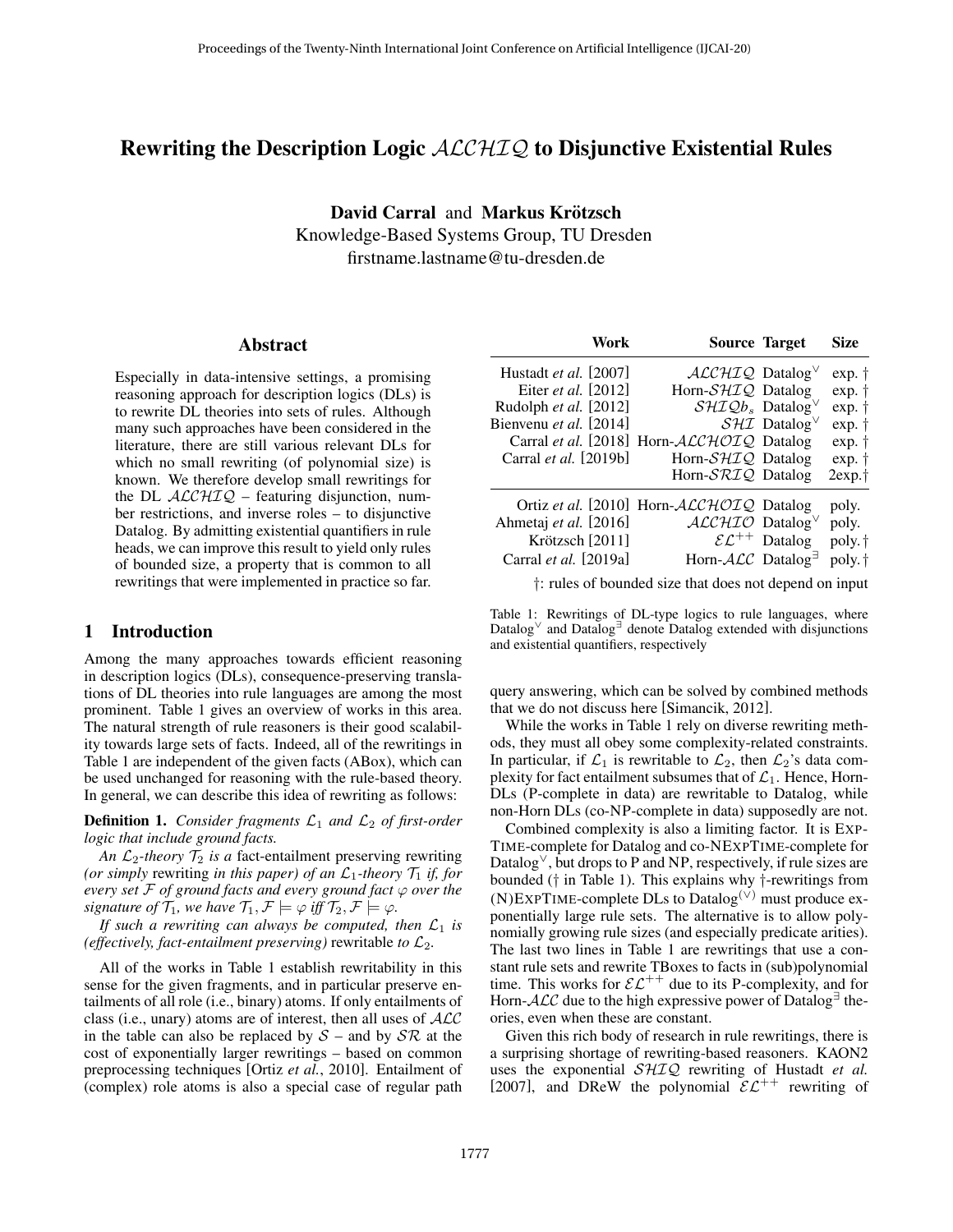# Rewriting the Description Logic $\mathcal{ALCHIQ}$ to Disjunctive Existential Rules

**David Carral** and **Markus Krötzsch**
Knowledge-Based Systems Group, TU Dresden
firstname.lastname@tu-dresden.de

## Abstract

Especially in data-intensive settings, a promising reasoning approach for description logics (DLs) is to rewrite DL theories into sets of rules. Although many such approaches have been considered in the literature, there are still various relevant DLs for which no small rewriting (of polynomial size) is known. We therefore develop small rewritings for the DL $\mathcal{ALCHIQ}$ – featuring disjunction, number restrictions, and inverse roles – to disjunctive Datalog. By admitting existential quantifiers in rule heads, we can improve this result to yield only rules of bounded size, a property that is common to all rewritings that were implemented in practice so far.

## 1 Introduction

Among the many approaches towards efficient reasoning in description logics (DLs), consequence-preserving translations of DL theories into rule languages are among the most prominent. Table 1 gives an overview of works in this area. The natural strength of rule reasoners is their good scalability towards large sets of facts. Indeed, all of the rewritings in Table 1 are independent of the given facts (ABox), which can be used unchanged for reasoning with the rule-based theory. In general, we can describe this idea of rewriting as follows:

**Definition 1.** *Consider fragments $\mathcal{L}_1$ and $\mathcal{L}_2$ of first-order logic that include ground facts.*

*An $\mathcal{L}_2$-theory $\mathcal{T}_2$ is a* fact-entailment preserving rewriting *(or simply* rewriting *in this paper) of an $\mathcal{L}_1$-theory $\mathcal{T}_1$ if, for every set $\mathcal{F}$ of ground facts and every ground fact $\varphi$ over the signature of $\mathcal{T}_1$, we have $\mathcal{T}_1, \mathcal{F} \models \varphi$ iff $\mathcal{T}_2, \mathcal{F} \models \varphi$.*

*If such a rewriting can always be computed, then $\mathcal{L}_1$ is (effectively, fact-entailment preserving)* rewritable *to $\mathcal{L}_2$.*

All of the works in Table 1 establish rewritability in this sense for the given fragments, and in particular preserve entailments of all role (i.e., binary) atoms. If only entailments of class (i.e., unary) atoms are of interest, then all uses of $\mathcal{ALC}$ in the table can also be replaced by $\mathcal{S}$ – and by $\mathcal{SR}$ at the cost of exponentially larger rewritings – based on common preprocessing techniques [Ortiz *et al.*, 2010]. Entailment of (complex) role atoms is also a special case of regular path query answering, which can be solved by combined methods that we do not discuss here [Simancik, 2012].

| Work | Source | Target | Size |
|---|---|---|---|
| Hustadt *et al.* [2007] | $\mathcal{ALCHIQ}$ | Datalog$^\vee$ | exp. † |
| Eiter *et al.* [2012] | Horn-$\mathcal{SHIQ}$ | Datalog | exp. † |
| Rudolph *et al.* [2012] | $\mathcal{SHIQ}b_s$ | Datalog$^\vee$ | exp. † |
| Bienvenu *et al.* [2014] | $\mathcal{SHI}$ | Datalog$^\vee$ | exp. † |
| Carral *et al.* [2018] | Horn-$\mathcal{ALCHOIQ}$ | Datalog | exp. † |
| Carral *et al.* [2019b] | Horn-$\mathcal{SHIQ}$ | Datalog | exp. † |
| | Horn-$\mathcal{SRIQ}$ | Datalog | 2exp.† |
| Ortiz *et al.* [2010] | Horn-$\mathcal{ALCHOIQ}$ | Datalog | poly. |
| Ahmetaj *et al.* [2016] | $\mathcal{ALCHIO}$ | Datalog$^\vee$ | poly. |
| Krötzsch [2011] | $\mathcal{EL}^{++}$ | Datalog | poly.† |
| Carral *et al.* [2019a] | Horn-$\mathcal{ALC}$ | Datalog$^\exists$ | poly.† |

†: rules of bounded size that does not depend on input

Table 1: Rewritings of DL-type logics to rule languages, where Datalog$^\vee$ and Datalog$^\exists$ denote Datalog extended with disjunctions and existential quantifiers, respectively

While the works in Table 1 rely on diverse rewriting methods, they must all obey some complexity-related constraints. In particular, if $\mathcal{L}_1$ is rewritable to $\mathcal{L}_2$, then $\mathcal{L}_2$'s data complexity for fact entailment subsumes that of $\mathcal{L}_1$. Hence, Horn-DLs (P-complete in data) are rewritable to Datalog, while non-Horn DLs (co-NP-complete in data) supposedly are not.

Combined complexity is also a limiting factor. It is ExpTime-complete for Datalog and co-NExpTime-complete for Datalog$^\vee$, but drops to P and NP, respectively, if rule sizes are bounded († in Table 1). This explains why †-rewritings from (N)ExpTime-complete DLs to Datalog$^{(\vee)}$ must produce exponentially large rule sets. The alternative is to allow polynomially growing rule sizes (and especially predicate arities). The last two lines in Table 1 are rewritings that use a constant rule sets and rewrite TBoxes to facts in (sub)polynomial time. This works for $\mathcal{EL}^{++}$ due to its P-complexity, and for Horn-$\mathcal{ALC}$ due to the high expressive power of Datalog$^\exists$ theories, even when these are constant.

Given this rich body of research in rule rewritings, there is a surprising shortage of rewriting-based reasoners. KAON2 uses the exponential $\mathcal{SHIQ}$ rewriting of Hustadt *et al.* [2007], and DReW the polynomial $\mathcal{EL}^{++}$ rewriting of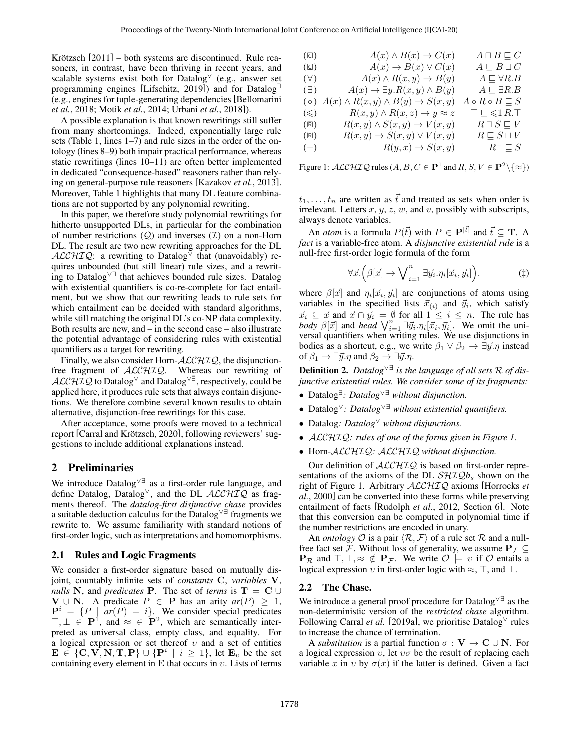Krötzsch [2011] – both systems are discontinued. Rule reasoners, in contrast, have been thriving in recent years, and scalable systems exist both for Datalog$^\vee$ (e.g., answer set programming engines [Lifschitz, 2019]) and for Datalog$^\exists$ (e.g., engines for tuple-generating dependencies [Bellomarini *et al.*, 2018; Motik *et al.*, 2014; Urbani *et al.*, 2018]).

A possible explanation is that known rewritings still suffer from many shortcomings. Indeed, exponentially large rule sets (Table 1, lines 1–7) and rule sizes in the order of the ontology (lines 8–9) both impair practical performance, whereas static rewritings (lines 10–11) are often better implemented in dedicated "consequence-based" reasoners rather than relying on general-purpose rule reasoners [Kazakov *et al.*, 2013]. Moreover, Table 1 highlights that many DL feature combinations are not supported by any polynomial rewriting.

In this paper, we therefore study polynomial rewritings for hitherto unsupported DLs, in particular for the combination of number restrictions ($\mathcal{Q}$) and inverses ($\mathcal{I}$) on a non-Horn DL. The result are two new rewriting approaches for the DL $\mathcal{ALCHIQ}$: a rewriting to Datalog$^\vee$ that (unavoidably) requires unbounded (but still linear) rule sizes, and a rewriting to Datalog$^{\vee\exists}$ that achieves bounded rule sizes. Datalog with existential quantifiers is co-re-complete for fact entailment, but we show that our rewriting leads to rule sets for which entailment can be decided with standard algorithms, while still matching the original DL's co-NP data complexity. Both results are new, and – in the second case – also illustrate the potential advantage of considering rules with existential quantifiers as a target for rewriting.

Finally, we also consider Horn-$\mathcal{ALCHIQ}$, the disjunction-free fragment of $\mathcal{ALCHIQ}$. Whereas our rewriting of $\mathcal{ALCHIQ}$ to Datalog$^\vee$ and Datalog$^{\vee\exists}$, respectively, could be applied here, it produces rule sets that always contain disjunctions. We therefore combine several known results to obtain alternative, disjunction-free rewritings for this case.

After acceptance, some proofs were moved to a technical report [Carral and Krötzsch, 2020], following reviewers' suggestions to include additional explanations instead.

## 2 Preliminaries

We introduce Datalog$^{\vee\exists}$ as a first-order rule language, and define Datalog, Datalog$^\vee$, and the DL $\mathcal{ALCHIQ}$ as fragments thereof. The *datalog-first disjunctive chase* provides a suitable deduction calculus for the Datalog$^{\vee\exists}$ fragments we rewrite to. We assume familiarity with standard notions of first-order logic, such as interpretations and homomorphisms.

### 2.1 Rules and Logic Fragments

We consider a first-order signature based on mutually disjoint, countably infinite sets of *constants* $\mathbf{C}$, *variables* $\mathbf{V}$, *nulls* $\mathbf{N}$, and *predicates* $\mathbf{P}$. The set of *terms* is $\mathbf{T} = \mathbf{C} \cup \mathbf{V} \cup \mathbf{N}$. A predicate $P \in \mathbf{P}$ has an arity $ar(P) \geq 1$, $\mathbf{P}^i = \{P \mid ar(P) = i\}$. We consider special predicates $\top, \bot \in \mathbf{P}^1$, and $\approx \in \mathbf{P}^2$, which are semantically interpreted as universal class, empty class, and equality. For a logical expression or set thereof $\upsilon$ and a set of entities $\mathbf{E} \in \{\mathbf{C}, \mathbf{V}, \mathbf{N}, \mathbf{T}, \mathbf{P}\} \cup \{\mathbf{P}^i \mid i \geq 1\}$, let $\mathbf{E}_\upsilon$ be the set containing every element in $\mathbf{E}$ that occurs in $\upsilon$. Lists of terms

| | | |
|---|---|---|
| ($\sqcap$) | $A(x) \wedge B(x) \rightarrow C(x)$ | $A \sqcap B \sqsubseteq C$ |
| ($\sqcup$) | $A(x) \rightarrow B(x) \vee C(x)$ | $A \sqsubseteq B \sqcup C$ |
| ($\forall$) | $A(x) \wedge R(x,y) \rightarrow B(y)$ | $A \sqsubseteq \forall R.B$ |
| ($\exists$) | $A(x) \rightarrow \exists y.R(x,y) \wedge B(y)$ | $A \sqsubseteq \exists R.B$ |
| ($\circ$) | $A(x) \wedge R(x,y) \wedge B(y) \rightarrow S(x,y)$ | $A \circ R \circ B \sqsubseteq S$ |
| ($\leqslant$) | $R(x,y) \wedge R(x,z) \rightarrow y \approx z$ | $\top \sqsubseteq \leqslant 1\, R.\top$ |
| ($\sqcap$) | $R(x,y) \wedge S(x,y) \rightarrow V(x,y)$ | $R \sqcap S \sqsubseteq V$ |
| ($\sqcup$) | $R(x,y) \rightarrow S(x,y) \vee V(x,y)$ | $R \sqsubseteq S \sqcup V$ |
| ($-$) | $R(y,x) \rightarrow S(x,y)$ | $R^- \sqsubseteq S$ |

Figure 1: $\mathcal{ALCHIQ}$ rules ($A, B, C \in \mathbf{P}^1$ and $R, S, V \in \mathbf{P}^2 \backslash \{\approx\}$)

$t_1, \ldots, t_n$ are written as $\vec{t}$ and treated as sets when order is irrelevant. Letters $x$, $y$, $z$, $w$, and $v$, possibly with subscripts, always denote variables.

An *atom* is a formula $P(\vec{t})$ with $P \in \mathbf{P}^{|\vec{t}|}$ and $\vec{t} \subseteq \mathbf{T}$. A *fact* is a variable-free atom. A *disjunctive existential rule* is a null-free first-order logic formula of the form

$$\forall \vec{x}.\Big(\beta[\vec{x}] \rightarrow \bigvee\nolimits_{i=1}^{n} \exists \vec{y}_i.\eta_i[\vec{x}_i, \vec{y}_i]\Big). \qquad (\ddagger)$$

where $\beta[\vec{x}]$ and $\eta_i[\vec{x}_i, \vec{y}_i]$ are conjunctions of atoms using variables in the specified lists $\vec{x}_{(i)}$ and $\vec{y}_i$, which satisfy $\vec{x}_i \subseteq \vec{x}$ and $\vec{x} \cap \vec{y}_i = \emptyset$ for all $1 \leq i \leq n$. The rule has *body* $\beta[\vec{x}]$ and *head* $\bigvee_{i=1}^{n} \exists \vec{y}_i.\eta_i[\vec{x}_i, \vec{y}_i]$. We omit the universal quantifiers when writing rules. We use disjunctions in bodies as a shortcut, e.g., we write $\beta_1 \vee \beta_2 \rightarrow \exists \vec{y}.\eta$ instead of $\beta_1 \rightarrow \exists \vec{y}.\eta$ and $\beta_2 \rightarrow \exists \vec{y}.\eta$.

**Definition 2.** *Datalog$^{\vee\exists}$ is the language of all sets $\mathcal{R}$ of disjunctive existential rules. We consider some of its fragments:*

- Datalog$^\exists$*: Datalog$^{\vee\exists}$ without disjunction.*
- Datalog$^\vee$*: Datalog$^{\vee\exists}$ without existential quantifiers.*
- Datalog*: Datalog$^\vee$ without disjunctions.*
- $\mathcal{ALCHIQ}$*: rules of one of the forms given in Figure 1.*
- Horn-$\mathcal{ALCHIQ}$*: $\mathcal{ALCHIQ}$ without disjunction.*

Our definition of $\mathcal{ALCHIQ}$ is based on first-order representations of the axioms of the DL $\mathcal{SHIQ}b_s$ shown on the right of Figure 1. Arbitrary $\mathcal{ALCHIQ}$ axioms [Horrocks *et al.*, 2000] can be converted into these forms while preserving entailment of facts [Rudolph *et al.*, 2012, Section 6]. Note that this conversion can be computed in polynomial time if the number restrictions are encoded in unary.

An *ontology* $\mathcal{O}$ is a pair $\langle \mathcal{R}, \mathcal{F} \rangle$ of a rule set $\mathcal{R}$ and a null-free fact set $\mathcal{F}$. Without loss of generality, we assume $\mathbf{P}_\mathcal{F} \subseteq \mathbf{P}_\mathcal{R}$ and $\top, \bot, \approx \notin \mathbf{P}_\mathcal{F}$. We write $\mathcal{O} \models \upsilon$ if $\mathcal{O}$ entails a logical expression $\upsilon$ in first-order logic with $\approx$, $\top$, and $\bot$.

### 2.2 The Chase.

We introduce a general proof procedure for Datalog$^{\vee\exists}$ as the non-deterministic version of the *restricted chase* algorithm. Following Carral *et al.* [2019a], we prioritise Datalog$^\vee$ rules to increase the chance of termination.

A *substitution* is a partial function $\sigma : \mathbf{V} \rightarrow \mathbf{C} \cup \mathbf{N}$. For a logical expression $\upsilon$, let $\upsilon\sigma$ be the result of replacing each variable $x$ in $\upsilon$ by $\sigma(x)$ if the latter is defined. Given a fact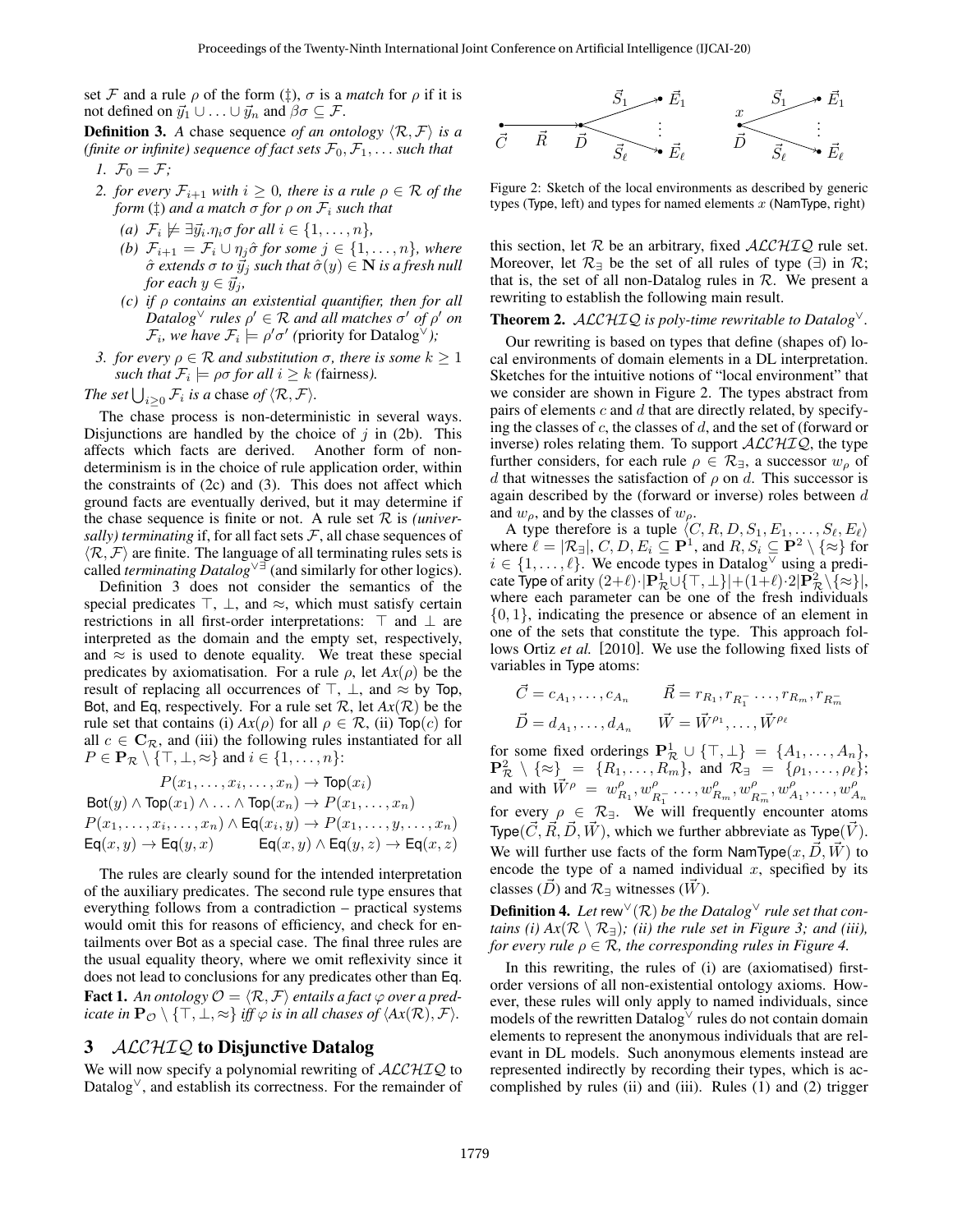set $\mathcal{F}$ and a rule $\rho$ of the form (‡), $\sigma$ is a *match* for $\rho$ if it is not defined on $\vec{y}_1 \cup \ldots \cup \vec{y}_n$ and $\beta\sigma \subseteq \mathcal{F}$.

**Definition 3.** *A chase sequence of an ontology $\langle \mathcal{R}, \mathcal{F} \rangle$ is a (finite or infinite) sequence of fact sets $\mathcal{F}_0, \mathcal{F}_1, \ldots$ such that*

1. *$\mathcal{F}_0 = \mathcal{F}$;*
2. *for every $\mathcal{F}_{i+1}$ with $i \geq 0$, there is a rule $\rho \in \mathcal{R}$ of the form (‡) and a match $\sigma$ for $\rho$ on $\mathcal{F}_i$ such that*
   - *(a) $\mathcal{F}_i \not\models \exists \vec{y}_i.\eta_i\sigma$ for all $i \in \{1, \ldots, n\}$,*
   - *(b) $\mathcal{F}_{i+1} = \mathcal{F}_i \cup \eta_j\hat{\sigma}$ for some $j \in \{1, \ldots, n\}$, where $\hat{\sigma}$ extends $\sigma$ to $\vec{y}_j$ such that $\hat{\sigma}(y) \in \mathbf{N}$ is a fresh null for each $y \in \vec{y}_j$,*
   - *(c) if $\rho$ contains an existential quantifier, then for all Datalog$^\vee$ rules $\rho' \in \mathcal{R}$ and all matches $\sigma'$ of $\rho'$ on $\mathcal{F}_i$, we have $\mathcal{F}_i \models \rho'\sigma'$ (*priority for Datalog$^\vee$*);*
3. *for every $\rho \in \mathcal{R}$ and substitution $\sigma$, there is some $k \geq 1$ such that $\mathcal{F}_i \models \rho\sigma$ for all $i \geq k$ (*fairness*).*

*The set $\bigcup_{i \geq 0} \mathcal{F}_i$ is a* chase *of $\langle \mathcal{R}, \mathcal{F} \rangle$.*

The chase process is non-deterministic in several ways. Disjunctions are handled by the choice of $j$ in (2b). This affects which facts are derived. Another form of non-determinism is in the choice of rule application order, within the constraints of (2c) and (3). This does not affect which ground facts are eventually derived, but it may determine if the chase sequence is finite or not. A rule set $\mathcal{R}$ is *(universally) terminating* if, for all fact sets $\mathcal{F}$, all chase sequences of $\langle \mathcal{R}, \mathcal{F} \rangle$ are finite. The language of all terminating rules sets is called *terminating Datalog*$^{\vee\exists}$ (and similarly for other logics).

Definition 3 does not consider the semantics of the special predicates $\top$, $\bot$, and $\approx$, which must satisfy certain restrictions in all first-order interpretations: $\top$ and $\bot$ are interpreted as the domain and the empty set, respectively, and $\approx$ is used to denote equality. We treat these special predicates by axiomatisation. For a rule $\rho$, let $Ax(\rho)$ be the result of replacing all occurrences of $\top$, $\bot$, and $\approx$ by Top, Bot, and Eq, respectively. For a rule set $\mathcal{R}$, let $Ax(\mathcal{R})$ be the rule set that contains (i) $Ax(\rho)$ for all $\rho \in \mathcal{R}$, (ii) $\mathsf{Top}(c)$ for all $c \in \mathbf{C}_\mathcal{R}$, and (iii) the following rules instantiated for all $P \in \mathbf{P}_\mathcal{R} \setminus \{\top, \bot, \approx\}$ and $i \in \{1, \ldots, n\}$:

$$P(x_1, \ldots, x_i, \ldots, x_n) \to \mathsf{Top}(x_i)$$
$$\mathsf{Bot}(y) \wedge \mathsf{Top}(x_1) \wedge \ldots \wedge \mathsf{Top}(x_n) \to P(x_1, \ldots, x_n)$$
$$P(x_1, \ldots, x_i, \ldots, x_n) \wedge \mathsf{Eq}(x_i, y) \to P(x_1, \ldots, y, \ldots, x_n)$$
$$\mathsf{Eq}(x, y) \to \mathsf{Eq}(y, x) \qquad \mathsf{Eq}(x, y) \wedge \mathsf{Eq}(y, z) \to \mathsf{Eq}(x, z)$$

The rules are clearly sound for the intended interpretation of the auxiliary predicates. The second rule type ensures that everything follows from a contradiction – practical systems would omit this for reasons of efficiency, and check for entailments over Bot as a special case. The final three rules are the usual equality theory, where we omit reflexivity since it does not lead to conclusions for any predicates other than Eq.

**Fact 1.** *An ontology $\mathcal{O} = \langle \mathcal{R}, \mathcal{F} \rangle$ entails a fact $\varphi$ over a predicate in $\mathbf{P}_\mathcal{O} \setminus \{\top, \bot, \approx\}$ iff $\varphi$ is in all chases of $\langle Ax(\mathcal{R}), \mathcal{F} \rangle$.*

## 3 $\mathcal{ALCHIQ}$ to Disjunctive Datalog

We will now specify a polynomial rewriting of $\mathcal{ALCHIQ}$ to Datalog$^\vee$, and establish its correctness. For the remainder of this section, let $\mathcal{R}$ be an arbitrary, fixed $\mathcal{ALCHIQ}$ rule set. Moreover, let $\mathcal{R}_\exists$ be the set of all rules of type ($\exists$) in $\mathcal{R}$; that is, the set of all non-Datalog rules in $\mathcal{R}$. We present a rewriting to establish the following main result.

Figure 2: Sketch of the local environments as described by generic types (Type, left) and types for named elements $x$ (NamType, right)

**Theorem 2.** *$\mathcal{ALCHIQ}$ is poly-time rewritable to Datalog$^\vee$.*

Our rewriting is based on types that define (shapes of) local environments of domain elements in a DL interpretation. Sketches for the intuitive notions of "local environment" that we consider are shown in Figure 2. The types abstract from pairs of elements $c$ and $d$ that are directly related, by specifying the classes of $c$, the classes of $d$, and the set of (forward or inverse) roles relating them. To support $\mathcal{ALCHIQ}$, the type further considers, for each rule $\rho \in \mathcal{R}_\exists$, a successor $w_\rho$ of $d$ that witnesses the satisfaction of $\rho$ on $d$. This successor is again described by the (forward or inverse) roles between $d$ and $w_\rho$, and by the classes of $w_\rho$.

A type therefore is a tuple $\langle C, R, D, S_1, E_1, \ldots, S_\ell, E_\ell \rangle$ where $\ell = |\mathcal{R}_\exists|$, $C, D, E_i \subseteq \mathbf{P}^1$, and $R, S_i \subseteq \mathbf{P}^2 \setminus \{\approx\}$ for $i \in \{1, \ldots, \ell\}$. We encode types in Datalog$^\vee$ using a predicate Type of arity $(2+\ell) \cdot |\mathbf{P}^1_\mathcal{R} \cup \{\top, \bot\}| + (1+\ell) \cdot 2|\mathbf{P}^2_\mathcal{R} \setminus \{\approx\}|$, where each parameter can be one of the fresh individuals $\{0, 1\}$, indicating the presence or absence of an element in one of the sets that constitute the type. This approach follows Ortiz *et al.* [2010]. We use the following fixed lists of variables in Type atoms:

$$\vec{C} = c_{A_1}, \ldots, c_{A_n} \qquad \vec{R} = r_{R_1}, r_{R_1^-} \ldots, r_{R_m}, r_{R_m^-}$$
$$\vec{D} = d_{A_1}, \ldots, d_{A_n} \qquad \vec{W} = \vec{W}^{\rho_1}, \ldots, \vec{W}^{\rho_\ell}$$

for some fixed orderings $\mathbf{P}^1_\mathcal{R} \cup \{\top, \bot\} = \{A_1, \ldots, A_n\}$, $\mathbf{P}^2_\mathcal{R} \setminus \{\approx\} = \{R_1, \ldots, R_m\}$, and $\mathcal{R}_\exists = \{\rho_1, \ldots, \rho_\ell\}$; and with $\vec{W}^\rho = w^\rho_{R_1}, w^\rho_{R_1^-} \ldots, w^\rho_{R_m}, w^\rho_{R_m^-}, w^\rho_{A_1}, \ldots, w^\rho_{A_n}$ for every $\rho \in \mathcal{R}_\exists$. We will frequently encounter atoms $\mathsf{Type}(\vec{C}, \vec{R}, \vec{D}, \vec{W})$, which we further abbreviate as $\mathsf{Type}(\vec{V})$. We will further use facts of the form $\mathsf{NamType}(x, \vec{D}, \vec{W})$ to encode the type of a named individual $x$, specified by its classes ($\vec{D}$) and $\mathcal{R}_\exists$ witnesses ($\vec{W}$).

**Definition 4.** *Let* rew$^\vee(\mathcal{R})$ *be the Datalog$^\vee$ rule set that contains (i) $Ax(\mathcal{R} \setminus \mathcal{R}_\exists)$; (ii) the rule set in Figure 3; and (iii), for every rule $\rho \in \mathcal{R}$, the corresponding rules in Figure 4.*

In this rewriting, the rules of (i) are (axiomatised) first-order versions of all non-existential ontology axioms. However, these rules will only apply to named individuals, since models of the rewritten Datalog$^\vee$ rules do not contain domain elements to represent the anonymous individuals that are relevant in DL models. Such anonymous elements instead are represented indirectly by recording their types, which is accomplished by rules (ii) and (iii). Rules (1) and (2) trigger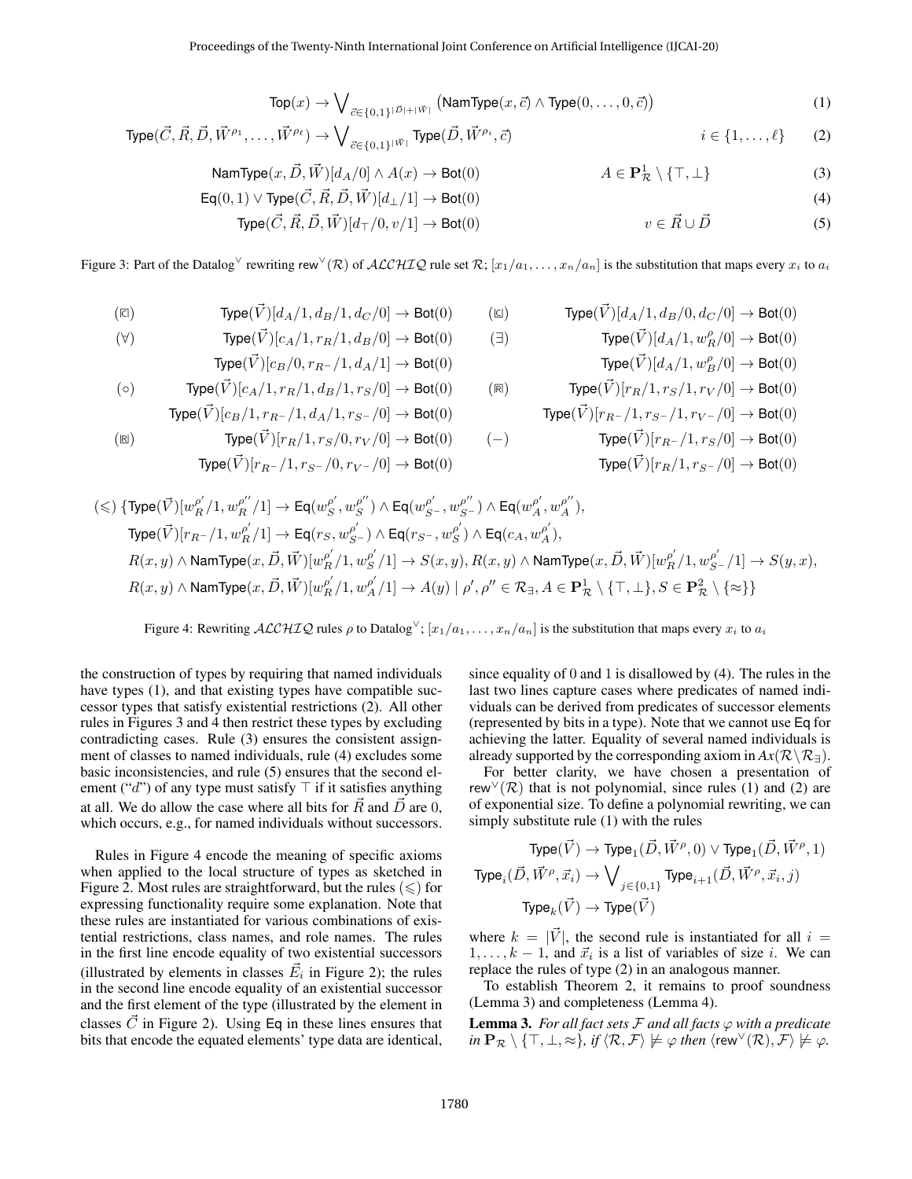$$\mathsf{Top}(x) \to \bigvee_{\vec{c}\in\{0,1\}^{|\vec{D}|+|\vec{W}|}} \big(\mathsf{NamType}(x,\vec{c}) \wedge \mathsf{Type}(0,\ldots,0,\vec{c})\big) \tag{1}$$

$$\mathsf{Type}(\vec{C},\vec{R},\vec{D},\vec{W}^{\rho_1},\ldots,\vec{W}^{\rho_\ell}) \to \bigvee_{\vec{c}\in\{0,1\}^{|\vec{W}|}} \mathsf{Type}(\vec{D},\vec{W}^{\rho_i},\vec{c}) \qquad i\in\{1,\ldots,\ell\} \tag{2}$$

$$\mathsf{NamType}(x,\vec{D},\vec{W})[d_A/0] \wedge A(x) \to \mathsf{Bot}(0) \qquad A\in\mathbf{P}^1_{\mathcal{R}}\setminus\{\top,\bot\} \tag{3}$$

$$\mathsf{Eq}(0,1) \vee \mathsf{Type}(\vec{C},\vec{R},\vec{D},\vec{W})[d_\bot/1] \to \mathsf{Bot}(0) \tag{4}$$

$$\mathsf{Type}(\vec{C},\vec{R},\vec{D},\vec{W})[d_\top/0, v/1] \to \mathsf{Bot}(0) \qquad v\in\vec{R}\cup\vec{D} \tag{5}$$

Figure 3: Part of the Datalog$^\vee$ rewriting $\mathsf{rew}^\vee(\mathcal{R})$ of $\mathcal{ALCHIQ}$ rule set $\mathcal{R}$; $[x_1/a_1,\ldots,x_n/a_n]$ is the substitution that maps every $x_i$ to $a_i$

$$
\begin{array}{llll}
(\sqcap) & \mathsf{Type}(\vec{V})[d_A/1, d_B/1, d_C/0] \to \mathsf{Bot}(0) & (\sqcup) & \mathsf{Type}(\vec{V})[d_A/1, d_B/0, d_C/0] \to \mathsf{Bot}(0) \\
(\forall) & \mathsf{Type}(\vec{V})[c_A/1, r_R/1, d_B/0] \to \mathsf{Bot}(0) & (\exists) & \mathsf{Type}(\vec{V})[d_A/1, w^\rho_R/0] \to \mathsf{Bot}(0) \\
 & \mathsf{Type}(\vec{V})[c_B/0, r_{R^-}/1, d_A/1] \to \mathsf{Bot}(0) & & \mathsf{Type}(\vec{V})[d_A/1, w^\rho_B/0] \to \mathsf{Bot}(0) \\
(\circ) & \mathsf{Type}(\vec{V})[c_A/1, r_R/1, d_B/1, r_S/0] \to \mathsf{Bot}(0) & (\sqcap) & \mathsf{Type}(\vec{V})[r_R/1, r_S/1, r_V/0] \to \mathsf{Bot}(0) \\
 & \mathsf{Type}(\vec{V})[c_B/1, r_{R^-}/1, d_A/1, r_{S^-}/0] \to \mathsf{Bot}(0) & & \mathsf{Type}(\vec{V})[r_{R^-}/1, r_{S^-}/1, r_{V^-}/0] \to \mathsf{Bot}(0) \\
(\sqcup) & \mathsf{Type}(\vec{V})[r_R/1, r_S/0, r_V/0] \to \mathsf{Bot}(0) & (-) & \mathsf{Type}(\vec{V})[r_{R^-}/1, r_S/0] \to \mathsf{Bot}(0) \\
 & \mathsf{Type}(\vec{V})[r_{R^-}/1, r_{S^-}/0, r_{V^-}/0] \to \mathsf{Bot}(0) & & \mathsf{Type}(\vec{V})[r_R/1, r_{S^-}/0] \to \mathsf{Bot}(0)
\end{array}
$$

$$
\begin{aligned}
(\leqslant)\ \{&\mathsf{Type}(\vec{V})[w^{\rho'}_R/1, w^{\rho''}_R/1] \to \mathsf{Eq}(w^{\rho'}_S, w^{\rho''}_S) \wedge \mathsf{Eq}(w^{\rho'}_{S^-}, w^{\rho''}_{S^-}) \wedge \mathsf{Eq}(w^{\rho'}_A, w^{\rho''}_A), \\
&\mathsf{Type}(\vec{V})[r_{R^-}/1, w^{\rho'}_R/1] \to \mathsf{Eq}(r_S, w^{\rho'}_{S^-}) \wedge \mathsf{Eq}(r_{S^-}, w^{\rho'}_S) \wedge \mathsf{Eq}(c_A, w^{\rho'}_A), \\
&R(x,y) \wedge \mathsf{NamType}(x,\vec{D},\vec{W})[w^{\rho'}_R/1, w^{\rho'}_S/1] \to S(x,y), R(x,y) \wedge \mathsf{NamType}(x,\vec{D},\vec{W})[w^{\rho'}_R/1, w^{\rho'}_{S^-}/1] \to S(y,x), \\
&R(x,y) \wedge \mathsf{NamType}(x,\vec{D},\vec{W})[w^{\rho'}_R/1, w^{\rho'}_A/1] \to A(y) \mid \rho',\rho''\in\mathcal{R}_\exists, A\in\mathbf{P}^1_{\mathcal{R}}\setminus\{\top,\bot\}, S\in\mathbf{P}^2_{\mathcal{R}}\setminus\{\approx\}\}
\end{aligned}
$$

Figure 4: Rewriting $\mathcal{ALCHIQ}$ rules $\rho$ to Datalog$^\vee$; $[x_1/a_1,\ldots,x_n/a_n]$ is the substitution that maps every $x_i$ to $a_i$

the construction of types by requiring that named individuals have types (1), and that existing types have compatible successor types that satisfy existential restrictions (2). All other rules in Figures 3 and 4 then restrict these types by excluding contradicting cases. Rule (3) ensures the consistent assignment of classes to named individuals, rule (4) excludes some basic inconsistencies, and rule (5) ensures that the second element ("$d$") of any type must satisfy $\top$ if it satisfies anything at all. We do allow the case where all bits for $\vec{R}$ and $\vec{D}$ are 0, which occurs, e.g., for named individuals without successors.

Rules in Figure 4 encode the meaning of specific axioms when applied to the local structure of types as sketched in Figure 2. Most rules are straightforward, but the rules ($\leqslant$) for expressing functionality require some explanation. Note that these rules are instantiated for various combinations of existential restrictions, class names, and role names. The rules in the first line encode equality of two existential successors (illustrated by elements in classes $\vec{E}_i$ in Figure 2); the rules in the second line encode equality of an existential successor and the first element of the type (illustrated by the element in classes $\vec{C}$ in Figure 2). Using Eq in these lines ensures that bits that encode the equated elements' type data are identical, since equality of 0 and 1 is disallowed by (4). The rules in the last two lines capture cases where predicates of named individuals can be derived from predicates of successor elements (represented by bits in a type). Note that we cannot use Eq for achieving the latter. Equality of several named individuals is already supported by the corresponding axiom in $Ax(\mathcal{R}\setminus\mathcal{R}_\exists)$.

For better clarity, we have chosen a presentation of $\mathsf{rew}^\vee(\mathcal{R})$ that is not polynomial, since rules (1) and (2) are of exponential size. To define a polynomial rewriting, we can simply substitute rule (1) with the rules

$$\mathsf{Type}(\vec{V}) \to \mathsf{Type}_1(\vec{D},\vec{W}^\rho,0) \vee \mathsf{Type}_1(\vec{D},\vec{W}^\rho,1)$$

$$\mathsf{Type}_i(\vec{D},\vec{W}^\rho,\vec{x}_i) \to \bigvee_{j\in\{0,1\}} \mathsf{Type}_{i+1}(\vec{D},\vec{W}^\rho,\vec{x}_i,j)$$

$$\mathsf{Type}_k(\vec{V}) \to \mathsf{Type}(\vec{V})$$

where $k = |\vec{V}|$, the second rule is instantiated for all $i = 1,\ldots,k-1$, and $\vec{x}_i$ is a list of variables of size $i$. We can replace the rules of type (2) in an analogous manner.

To establish Theorem 2, it remains to proof soundness (Lemma 3) and completeness (Lemma 4).

**Lemma 3.** *For all fact sets $\mathcal{F}$ and all facts $\varphi$ with a predicate in $\mathbf{P}_{\mathcal{R}}\setminus\{\top,\bot,\approx\}$, if $\langle\mathcal{R},\mathcal{F}\rangle \not\models \varphi$ then $\langle\mathsf{rew}^\vee(\mathcal{R}),\mathcal{F}\rangle \not\models \varphi$.*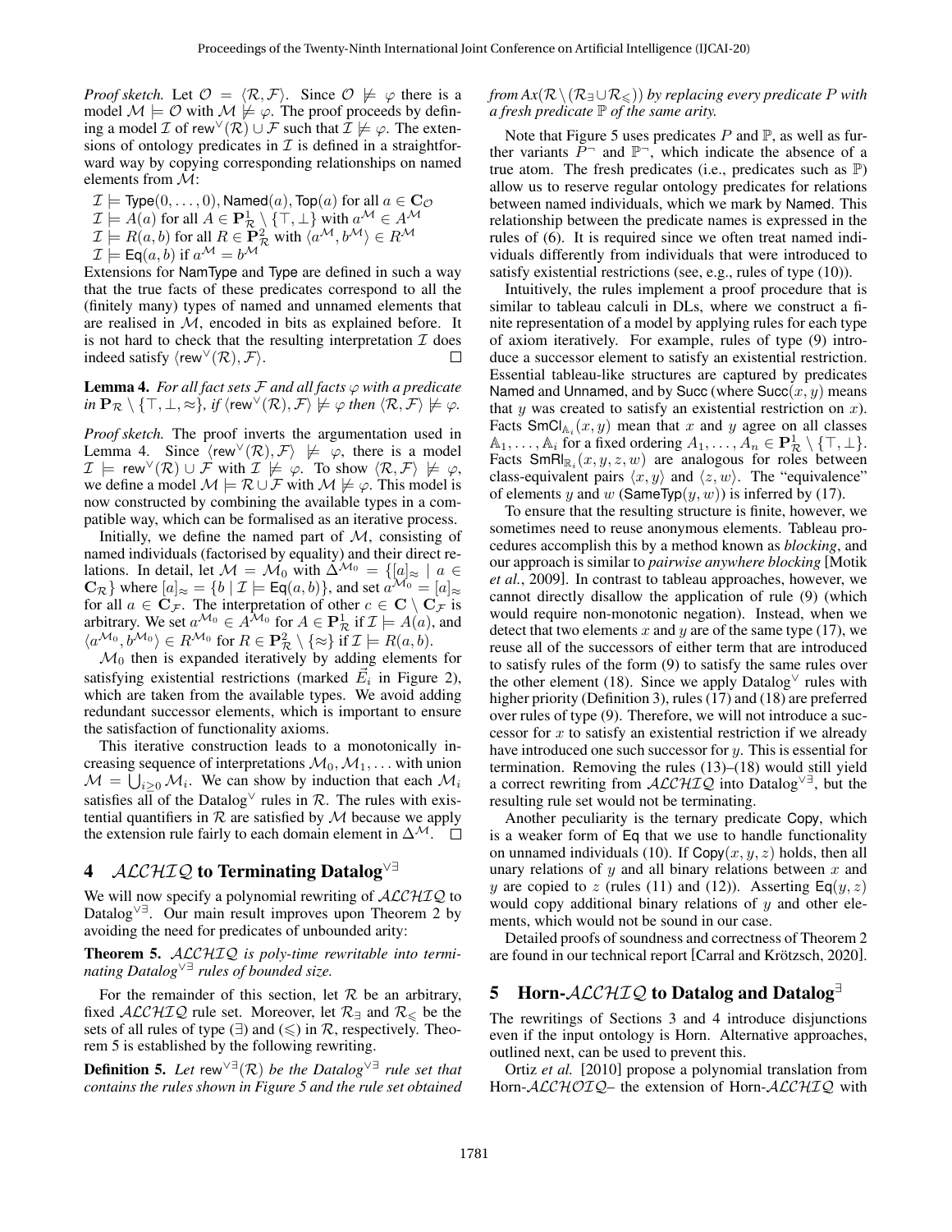*Proof sketch.* Let $\mathcal{O} = \langle \mathcal{R}, \mathcal{F} \rangle$. Since $\mathcal{O} \not\models \varphi$ there is a model $\mathcal{M} \models \mathcal{O}$ with $\mathcal{M} \not\models \varphi$. The proof proceeds by defining a model $\mathcal{I}$ of $\mathsf{rew}^\vee(\mathcal{R}) \cup \mathcal{F}$ such that $\mathcal{I} \not\models \varphi$. The extensions of ontology predicates in $\mathcal{I}$ is defined in a straightforward way by copying corresponding relationships on named elements from $\mathcal{M}$:

$\mathcal{I} \models \mathsf{Type}(0, \ldots, 0), \mathsf{Named}(a), \mathsf{Top}(a)$ for all $a \in \mathbf{C}_\mathcal{O}$
$\mathcal{I} \models A(a)$ for all $A \in \mathbf{P}^1_\mathcal{R} \setminus \{\top, \bot\}$ with $a^\mathcal{M} \in A^\mathcal{M}$
$\mathcal{I} \models R(a, b)$ for all $R \in \mathbf{P}^2_\mathcal{R}$ with $\langle a^\mathcal{M}, b^\mathcal{M} \rangle \in R^\mathcal{M}$
$\mathcal{I} \models \mathsf{Eq}(a, b)$ if $a^\mathcal{M} = b^\mathcal{M}$

Extensions for NamType and Type are defined in such a way that the true facts of these predicates correspond to all the (finitely many) types of named and unnamed elements that are realised in $\mathcal{M}$, encoded in bits as explained before. It is not hard to check that the resulting interpretation $\mathcal{I}$ does indeed satisfy $\langle \mathsf{rew}^\vee(\mathcal{R}), \mathcal{F} \rangle$. □

**Lemma 4.** *For all fact sets $\mathcal{F}$ and all facts $\varphi$ with a predicate in $\mathbf{P}_\mathcal{R} \setminus \{\top, \bot, \approx\}$, if $\langle \mathsf{rew}^\vee(\mathcal{R}), \mathcal{F} \rangle \not\models \varphi$ then $\langle \mathcal{R}, \mathcal{F} \rangle \not\models \varphi$.*

*Proof sketch.* The proof inverts the argumentation used in Lemma 4. Since $\langle \mathsf{rew}^\vee(\mathcal{R}), \mathcal{F} \rangle \not\models \varphi$, there is a model $\mathcal{I} \models \mathsf{rew}^\vee(\mathcal{R}) \cup \mathcal{F}$ with $\mathcal{I} \not\models \varphi$. To show $\langle \mathcal{R}, \mathcal{F} \rangle \not\models \varphi$, we define a model $\mathcal{M} \models \mathcal{R} \cup \mathcal{F}$ with $\mathcal{M} \not\models \varphi$. This model is now constructed by combining the available types in a compatible way, which can be formalised as an iterative process.

Initially, we define the named part of $\mathcal{M}$, consisting of named individuals (factorised by equality) and their direct relations. In detail, let $\mathcal{M} = \mathcal{M}_0$ with $\Delta^{\mathcal{M}_0} = \{[a]_\approx \mid a \in \mathbf{C}_\mathcal{R}\}$ where $[a]_\approx = \{b \mid \mathcal{I} \models \mathsf{Eq}(a, b)\}$, and set $a^{\mathcal{M}_0} = [a]_\approx$ for all $a \in \mathbf{C}_\mathcal{F}$. The interpretation of other $c \in \mathbf{C} \setminus \mathbf{C}_\mathcal{F}$ is arbitrary. We set $a^{\mathcal{M}_0} \in A^{\mathcal{M}_0}$ for $A \in \mathbf{P}^1_\mathcal{R}$ if $\mathcal{I} \models A(a)$, and $\langle a^{\mathcal{M}_0}, b^{\mathcal{M}_0} \rangle \in R^{\mathcal{M}_0}$ for $R \in \mathbf{P}^2_\mathcal{R} \setminus \{\approx\}$ if $\mathcal{I} \models R(a, b)$.

$\mathcal{M}_0$ then is expanded iteratively by adding elements for satisfying existential restrictions (marked $\vec{E}_i$ in Figure 2), which are taken from the available types. We avoid adding redundant successor elements, which is important to ensure the satisfaction of functionality axioms.

This iterative construction leads to a monotonically increasing sequence of interpretations $\mathcal{M}_0, \mathcal{M}_1, \ldots$ with union $\mathcal{M} = \bigcup_{i \geq 0} \mathcal{M}_i$. We can show by induction that each $\mathcal{M}_i$ satisfies all of the Datalog$^\vee$ rules in $\mathcal{R}$. The rules with existential quantifiers in $\mathcal{R}$ are satisfied by $\mathcal{M}$ because we apply the extension rule fairly to each domain element in $\Delta^\mathcal{M}$. □

## 4 $\mathcal{ALCHIQ}$ to Terminating Datalog$^{\vee\exists}$

We will now specify a polynomial rewriting of $\mathcal{ALCHIQ}$ to Datalog$^{\vee\exists}$. Our main result improves upon Theorem 2 by avoiding the need for predicates of unbounded arity:

**Theorem 5.** *$\mathcal{ALCHIQ}$ is poly-time rewritable into terminating Datalog$^{\vee\exists}$ rules of bounded size.*

For the remainder of this section, let $\mathcal{R}$ be an arbitrary, fixed $\mathcal{ALCHIQ}$ rule set. Moreover, let $\mathcal{R}_\exists$ and $\mathcal{R}_\leqslant$ be the sets of all rules of type $(\exists)$ and $(\leqslant)$ in $\mathcal{R}$, respectively. Theorem 5 is established by the following rewriting.

**Definition 5.** *Let $\mathsf{rew}^{\vee\exists}(\mathcal{R})$ be the Datalog$^{\vee\exists}$ rule set that contains the rules shown in Figure 5 and the rule set obtained from $Ax(\mathcal{R} \setminus (\mathcal{R}_\exists \cup \mathcal{R}_\leqslant))$ by replacing every predicate $P$ with a fresh predicate $\mathbb{P}$ of the same arity.*

Note that Figure 5 uses predicates $P$ and $\mathbb{P}$, as well as further variants $P^\neg$ and $\mathbb{P}^\neg$, which indicate the absence of a true atom. The fresh predicates (i.e., predicates such as $\mathbb{P}$) allow us to reserve regular ontology predicates for relations between named individuals, which we mark by Named. This relationship between the predicate names is expressed in the rules of (6). It is required since we often treat named individuals differently from individuals that were introduced to satisfy existential restrictions (see, e.g., rules of type (10)).

Intuitively, the rules implement a proof procedure that is similar to tableau calculi in DLs, where we construct a finite representation of a model by applying rules for each type of axiom iteratively. For example, rules of type (9) introduce a successor element to satisfy an existential restriction. Essential tableau-like structures are captured by predicates Named and Unnamed, and by Succ (where $\mathsf{Succ}(x, y)$ means that $y$ was created to satisfy an existential restriction on $x$). Facts $\mathsf{SmCl}_{\mathbb{A}_i}(x, y)$ mean that $x$ and $y$ agree on all classes $\mathbb{A}_1, \ldots, \mathbb{A}_n$ for a fixed ordering $A_1, \ldots, A_n \in \mathbf{P}^1_\mathcal{R} \setminus \{\top, \bot\}$. Facts $\mathsf{SmRl}_{\mathbb{R}_i}(x, y, z, w)$ are analogous for roles between class-equivalent pairs $\langle x, y \rangle$ and $\langle z, w \rangle$. The "equivalence" of elements $y$ and $w$ ($\mathsf{SameTyp}(y, w)$) is inferred by (17).

To ensure that the resulting structure is finite, however, we sometimes need to reuse anonymous elements. Tableau procedures accomplish this by a method known as *blocking*, and our approach is similar to *pairwise anywhere blocking* [Motik *et al.*, 2009]. In contrast to tableau approaches, however, we cannot directly disallow the application of rule (9) (which would require non-monotonic negation). Instead, when we detect that two elements $x$ and $y$ are of the same type (17), we reuse all of the successors of either term that are introduced to satisfy rules of the form (9) to satisfy the same rules over the other element (18). Since we apply Datalog$^\vee$ rules with higher priority (Definition 3), rules (17) and (18) are preferred over rules of type (9). Therefore, we will not introduce a successor for $x$ to satisfy an existential restriction if we already have introduced one such successor for $y$. This is essential for termination. Removing the rules (13)–(18) would still yield a correct rewriting from $\mathcal{ALCHIQ}$ into Datalog$^{\vee\exists}$, but the resulting rule set would not be terminating.

Another peculiarity is the ternary predicate Copy, which is a weaker form of Eq that we use to handle functionality on unnamed individuals (10). If $\mathsf{Copy}(x, y, z)$ holds, then all unary relations of $y$ and all binary relations between $x$ and $y$ are copied to $z$ (rules (11) and (12)). Asserting $\mathsf{Eq}(y, z)$ would copy additional binary relations of $y$ and other elements, which would not be sound in our case.

Detailed proofs of soundness and correctness of Theorem 2 are found in our technical report [Carral and Krötzsch, 2020].

## 5 Horn-$\mathcal{ALCHIQ}$ to Datalog and Datalog$^\exists$

The rewritings of Sections 3 and 4 introduce disjunctions even if the input ontology is Horn. Alternative approaches, outlined next, can be used to prevent this.

Ortiz *et al.* [2010] propose a polynomial translation from Horn-$\mathcal{ALCHOIQ}$– the extension of Horn-$\mathcal{ALCHIQ}$ with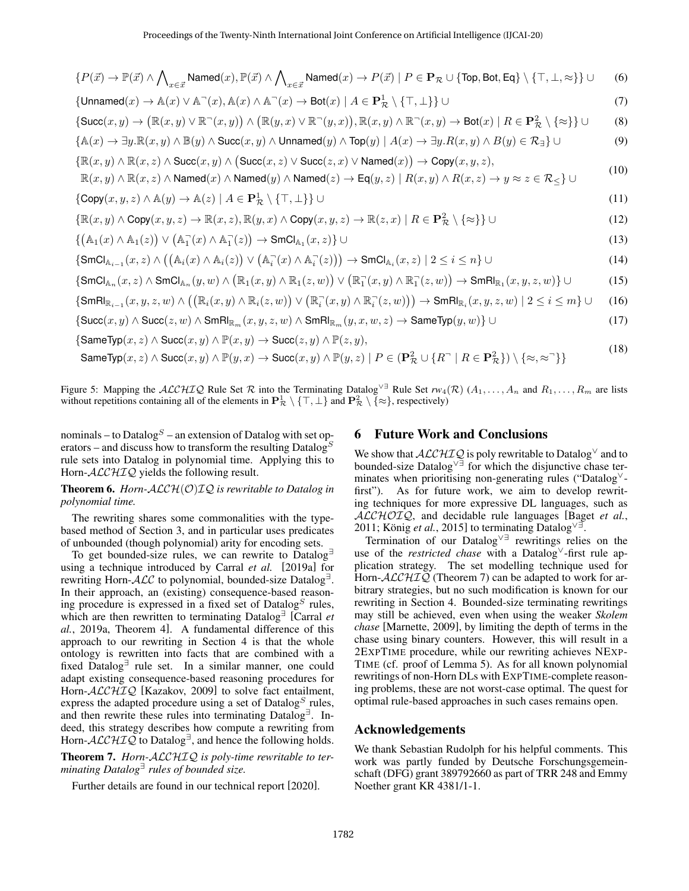$$\{P(\vec{x}) \to \mathbb{P}(\vec{x}) \wedge \bigwedge_{x\in\vec{x}} \mathsf{Named}(x), \mathbb{P}(\vec{x}) \wedge \bigwedge_{x\in\vec{x}} \mathsf{Named}(x) \to P(\vec{x}) \mid P \in \mathbf{P}_{\mathcal{R}} \cup \{\mathsf{Top}, \mathsf{Bot}, \mathsf{Eq}\} \setminus \{\top, \bot, \approx\}\} \cup \tag{6}$$

$$\{\mathsf{Unnamed}(x) \to \mathbb{A}(x) \vee \mathbb{A}^{\neg}(x), \mathbb{A}(x) \wedge \mathbb{A}^{\neg}(x) \to \mathsf{Bot}(x) \mid A \in \mathbf{P}^1_{\mathcal{R}} \setminus \{\top, \bot\}\} \cup \tag{7}$$

$$\{\mathsf{Succ}(x,y) \to \big(\mathbb{R}(x,y) \vee \mathbb{R}^{\neg}(x,y)\big) \wedge \big(\mathbb{R}(y,x) \vee \mathbb{R}^{\neg}(y,x)\big), \mathbb{R}(x,y) \wedge \mathbb{R}^{\neg}(x,y) \to \mathsf{Bot}(x) \mid R \in \mathbf{P}^2_{\mathcal{R}} \setminus \{\approx\}\} \cup \tag{8}$$

$$\{\mathbb{A}(x) \to \exists y.\mathbb{R}(x,y) \wedge \mathbb{B}(y) \wedge \mathsf{Succ}(x,y) \wedge \mathsf{Unnamed}(y) \wedge \mathsf{Top}(y) \mid A(x) \to \exists y.R(x,y) \wedge B(y) \in \mathcal{R}_{\exists}\} \cup \tag{9}$$

$$\begin{aligned}\{&\mathbb{R}(x,y) \wedge \mathbb{R}(x,z) \wedge \mathsf{Succ}(x,y) \wedge \big(\mathsf{Succ}(x,z) \vee \mathsf{Succ}(z,x) \vee \mathsf{Named}(x)\big) \to \mathsf{Copy}(x,y,z),\\ &\mathbb{R}(x,y) \wedge \mathbb{R}(x,z) \wedge \mathsf{Named}(x) \wedge \mathsf{Named}(y) \wedge \mathsf{Named}(z) \to \mathsf{Eq}(y,z) \mid R(x,y) \wedge R(x,z) \to y \approx z \in \mathcal{R}_{\leq}\} \cup\end{aligned} \tag{10}$$

$$\{\mathsf{Copy}(x,y,z) \wedge \mathbb{A}(y) \to \mathbb{A}(z) \mid A \in \mathbf{P}^1_{\mathcal{R}} \setminus \{\top, \bot\}\} \cup \tag{11}$$

$$\{\mathbb{R}(x,y) \wedge \mathsf{Copy}(x,y,z) \to \mathbb{R}(x,z), \mathbb{R}(y,x) \wedge \mathsf{Copy}(x,y,z) \to \mathbb{R}(z,x) \mid R \in \mathbf{P}^2_{\mathcal{R}} \setminus \{\approx\}\} \cup \tag{12}$$

$$\{\big(\mathbb{A}_1(x) \wedge \mathbb{A}_1(z)\big) \vee \big(\mathbb{A}_1^{\neg}(x) \wedge \mathbb{A}_1^{\neg}(z)\big) \to \mathsf{SmCl}_{\mathbb{A}_1}(x,z)\} \cup \tag{13}$$

$$\{\mathsf{SmCl}_{\mathbb{A}_{i-1}}(x,z) \wedge \Big(\big(\mathbb{A}_i(x) \wedge \mathbb{A}_i(z)\big) \vee \big(\mathbb{A}_i^{\neg}(x) \wedge \mathbb{A}_i^{\neg}(z)\big)\Big) \to \mathsf{SmCl}_{\mathbb{A}_i}(x,z) \mid 2 \leq i \leq n\} \cup \tag{14}$$

$$\{\mathsf{SmCl}_{\mathbb{A}_n}(x,z) \wedge \mathsf{SmCl}_{\mathbb{A}_n}(y,w) \wedge \big(\mathbb{R}_1(x,y) \wedge \mathbb{R}_1(z,w)\big) \vee \big(\mathbb{R}_1^{\neg}(x,y) \wedge \mathbb{R}_1^{\neg}(z,w)\big) \to \mathsf{SmRl}_{\mathbb{R}_1}(x,y,z,w)\} \cup \tag{15}$$

$$\{\mathsf{SmRl}_{\mathbb{R}_{i-1}}(x,y,z,w) \wedge \Big(\big(\mathbb{R}_i(x,y) \wedge \mathbb{R}_i(z,w)\big) \vee \big(\mathbb{R}_i^{\neg}(x,y) \wedge \mathbb{R}_i^{\neg}(z,w)\big)\Big) \to \mathsf{SmRl}_{\mathbb{R}_i}(x,y,z,w) \mid 2 \leq i \leq m\} \cup \tag{16}$$

$$\{\mathsf{Succ}(x,y) \wedge \mathsf{Succ}(z,w) \wedge \mathsf{SmRl}_{\mathbb{R}_m}(x,y,z,w) \wedge \mathsf{SmRl}_{\mathbb{R}_m}(y,x,w,z) \to \mathsf{SameTyp}(y,w)\} \cup \tag{17}$$

$$\begin{aligned}\{&\mathsf{SameTyp}(x,z) \wedge \mathsf{Succ}(x,y) \wedge \mathbb{P}(x,y) \to \mathsf{Succ}(z,y) \wedge \mathbb{P}(z,y),\\ &\mathsf{SameTyp}(x,z) \wedge \mathsf{Succ}(x,y) \wedge \mathbb{P}(y,x) \to \mathsf{Succ}(x,y) \wedge \mathbb{P}(y,z) \mid P \in (\mathbf{P}^2_{\mathcal{R}} \cup \{R^{\neg} \mid R \in \mathbf{P}^2_{\mathcal{R}}\}) \setminus \{\approx, \approx^{\neg}\}\}\end{aligned} \tag{18}$$

Figure 5: Mapping the $\mathcal{ALCHIQ}$ Rule Set $\mathcal{R}$ into the Terminating Datalog$^{\vee\exists}$ Rule Set $rw_4(\mathcal{R})$ ($A_1, \ldots, A_n$ and $R_1, \ldots, R_m$ are lists without repetitions containing all of the elements in $\mathbf{P}^1_{\mathcal{R}} \setminus \{\top, \bot\}$ and $\mathbf{P}^2_{\mathcal{R}} \setminus \{\approx\}$, respectively)

nominals – to Datalog$^S$ – an extension of Datalog with set operators – and discuss how to transform the resulting Datalog$^S$ rule sets into Datalog in polynomial time. Applying this to Horn-$\mathcal{ALCHIQ}$ yields the following result.

**Theorem 6.** *Horn-$\mathcal{ALCH(O)IQ}$ is rewritable to Datalog in polynomial time.*

The rewriting shares some commonalities with the type-based method of Section 3, and in particular uses predicates of unbounded (though polynomial) arity for encoding sets.

To get bounded-size rules, we can rewrite to Datalog$^\exists$ using a technique introduced by Carral *et al.* [2019a] for rewriting Horn-$\mathcal{ALC}$ to polynomial, bounded-size Datalog$^\exists$. In their approach, an (existing) consequence-based reasoning procedure is expressed in a fixed set of Datalog$^S$ rules, which are then rewritten to terminating Datalog$^\exists$ [Carral *et al.*, 2019a, Theorem 4]. A fundamental difference of this approach to our rewriting in Section 4 is that the whole ontology is rewritten into facts that are combined with a fixed Datalog$^\exists$ rule set. In a similar manner, one could adapt existing consequence-based reasoning procedures for Horn-$\mathcal{ALCHIQ}$ [Kazakov, 2009] to solve fact entailment, express the adapted procedure using a set of Datalog$^S$ rules, and then rewrite these rules into terminating Datalog$^\exists$. Indeed, this strategy describes how compute a rewriting from Horn-$\mathcal{ALCHIQ}$ to Datalog$^\exists$, and hence the following holds.

**Theorem 7.** *Horn-$\mathcal{ALCHIQ}$ is poly-time rewritable to terminating Datalog$^\exists$ rules of bounded size.*

Further details are found in our technical report [2020].

## 6 Future Work and Conclusions

We show that $\mathcal{ALCHIQ}$ is poly rewritable to Datalog$^\vee$ and to bounded-size Datalog$^{\vee\exists}$ for which the disjunctive chase terminates when prioritising non-generating rules ("Datalog$^\vee$-first"). As for future work, we aim to develop rewriting techniques for more expressive DL languages, such as $\mathcal{ALCHOIQ}$, and decidable rule languages [Baget *et al.*, 2011; König *et al.*, 2015] to terminating Datalog$^{\vee\exists}$.

Termination of our Datalog$^{\vee\exists}$ rewritings relies on the use of the *restricted chase* with a Datalog$^\vee$-first rule application strategy. The set modelling technique used for Horn-$\mathcal{ALCHIQ}$ (Theorem 7) can be adapted to work for arbitrary strategies, but no such modification is known for our rewriting in Section 4. Bounded-size terminating rewritings may still be achieved, even when using the weaker *Skolem chase* [Marnette, 2009], by limiting the depth of terms in the chase using binary counters. However, this will result in a 2ExpTime procedure, while our rewriting achieves NExpTime (cf. proof of Lemma 5). As for all known polynomial rewritings of non-Horn DLs with ExpTime-complete reasoning problems, these are not worst-case optimal. The quest for optimal rule-based approaches in such cases remains open.

## Acknowledgements

We thank Sebastian Rudolph for his helpful comments. This work was partly funded by Deutsche Forschungsgemeinschaft (DFG) grant 389792660 as part of TRR 248 and Emmy Noether grant KR 4381/1-1.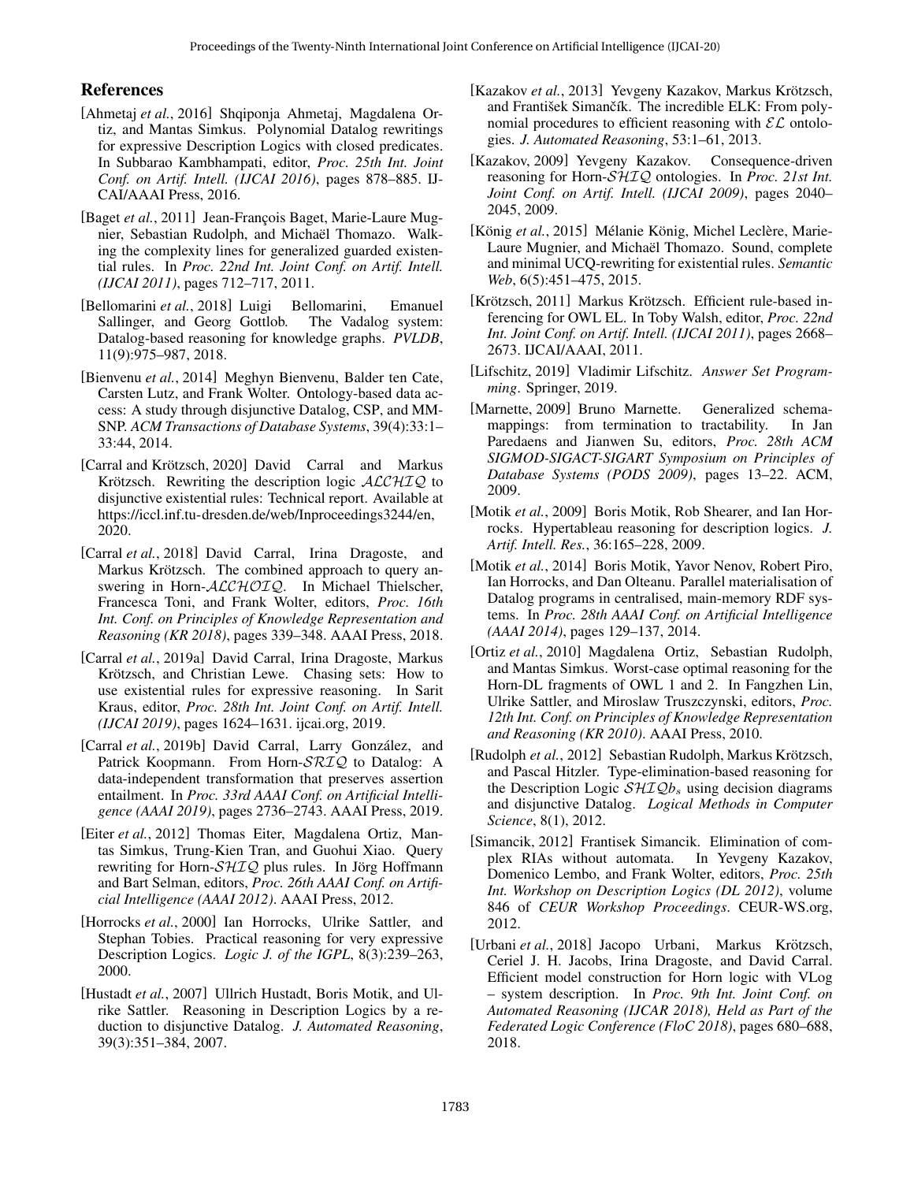## References

[Ahmetaj *et al.*, 2016] Shqiponja Ahmetaj, Magdalena Ortiz, and Mantas Simkus. Polynomial Datalog rewritings for expressive Description Logics with closed predicates. In Subbarao Kambhampati, editor, *Proc. 25th Int. Joint Conf. on Artif. Intell. (IJCAI 2016)*, pages 878–885. IJCAI/AAAI Press, 2016.

[Baget *et al.*, 2011] Jean-François Baget, Marie-Laure Mugnier, Sebastian Rudolph, and Michaël Thomazo. Walking the complexity lines for generalized guarded existential rules. In *Proc. 22nd Int. Joint Conf. on Artif. Intell. (IJCAI 2011)*, pages 712–717, 2011.

[Bellomarini *et al.*, 2018] Luigi Bellomarini, Emanuel Sallinger, and Georg Gottlob. The Vadalog system: Datalog-based reasoning for knowledge graphs. *PVLDB*, 11(9):975–987, 2018.

[Bienvenu *et al.*, 2014] Meghyn Bienvenu, Balder ten Cate, Carsten Lutz, and Frank Wolter. Ontology-based data access: A study through disjunctive Datalog, CSP, and MMSNP. *ACM Transactions of Database Systems*, 39(4):33:1–33:44, 2014.

[Carral and Krötzsch, 2020] David Carral and Markus Krötzsch. Rewriting the description logic $\mathcal{ALCHIQ}$ to disjunctive existential rules: Technical report. Available at https://iccl.inf.tu-dresden.de/web/Inproceedings3244/en, 2020.

[Carral *et al.*, 2018] David Carral, Irina Dragoste, and Markus Krötzsch. The combined approach to query answering in Horn-$\mathcal{ALCHOIQ}$. In Michael Thielscher, Francesca Toni, and Frank Wolter, editors, *Proc. 16th Int. Conf. on Principles of Knowledge Representation and Reasoning (KR 2018)*, pages 339–348. AAAI Press, 2018.

[Carral *et al.*, 2019a] David Carral, Irina Dragoste, Markus Krötzsch, and Christian Lewe. Chasing sets: How to use existential rules for expressive reasoning. In Sarit Kraus, editor, *Proc. 28th Int. Joint Conf. on Artif. Intell. (IJCAI 2019)*, pages 1624–1631. ijcai.org, 2019.

[Carral *et al.*, 2019b] David Carral, Larry González, and Patrick Koopmann. From Horn-$\mathcal{SRIQ}$ to Datalog: A data-independent transformation that preserves assertion entailment. In *Proc. 33rd AAAI Conf. on Artificial Intelligence (AAAI 2019)*, pages 2736–2743. AAAI Press, 2019.

[Eiter *et al.*, 2012] Thomas Eiter, Magdalena Ortiz, Mantas Simkus, Trung-Kien Tran, and Guohui Xiao. Query rewriting for Horn-$\mathcal{SHIQ}$ plus rules. In Jörg Hoffmann and Bart Selman, editors, *Proc. 26th AAAI Conf. on Artificial Intelligence (AAAI 2012)*. AAAI Press, 2012.

[Horrocks *et al.*, 2000] Ian Horrocks, Ulrike Sattler, and Stephan Tobies. Practical reasoning for very expressive Description Logics. *Logic J. of the IGPL*, 8(3):239–263, 2000.

[Hustadt *et al.*, 2007] Ullrich Hustadt, Boris Motik, and Ulrike Sattler. Reasoning in Description Logics by a reduction to disjunctive Datalog. *J. Automated Reasoning*, 39(3):351–384, 2007.

[Kazakov *et al.*, 2013] Yevgeny Kazakov, Markus Krötzsch, and František Simančík. The incredible ELK: From polynomial procedures to efficient reasoning with $\mathcal{EL}$ ontologies. *J. Automated Reasoning*, 53:1–61, 2013.

[Kazakov, 2009] Yevgeny Kazakov. Consequence-driven reasoning for Horn-$\mathcal{SHIQ}$ ontologies. In *Proc. 21st Int. Joint Conf. on Artif. Intell. (IJCAI 2009)*, pages 2040–2045, 2009.

[König *et al.*, 2015] Mélanie König, Michel Leclère, Marie-Laure Mugnier, and Michaël Thomazo. Sound, complete and minimal UCQ-rewriting for existential rules. *Semantic Web*, 6(5):451–475, 2015.

[Krötzsch, 2011] Markus Krötzsch. Efficient rule-based inferencing for OWL EL. In Toby Walsh, editor, *Proc. 22nd Int. Joint Conf. on Artif. Intell. (IJCAI 2011)*, pages 2668–2673. IJCAI/AAAI, 2011.

[Lifschitz, 2019] Vladimir Lifschitz. *Answer Set Programming*. Springer, 2019.

[Marnette, 2009] Bruno Marnette. Generalized schema-mappings: from termination to tractability. In Jan Paredaens and Jianwen Su, editors, *Proc. 28th ACM SIGMOD-SIGACT-SIGART Symposium on Principles of Database Systems (PODS 2009)*, pages 13–22. ACM, 2009.

[Motik *et al.*, 2009] Boris Motik, Rob Shearer, and Ian Horrocks. Hypertableau reasoning for description logics. *J. Artif. Intell. Res.*, 36:165–228, 2009.

[Motik *et al.*, 2014] Boris Motik, Yavor Nenov, Robert Piro, Ian Horrocks, and Dan Olteanu. Parallel materialisation of Datalog programs in centralised, main-memory RDF systems. In *Proc. 28th AAAI Conf. on Artificial Intelligence (AAAI 2014)*, pages 129–137, 2014.

[Ortiz *et al.*, 2010] Magdalena Ortiz, Sebastian Rudolph, and Mantas Simkus. Worst-case optimal reasoning for the Horn-DL fragments of OWL 1 and 2. In Fangzhen Lin, Ulrike Sattler, and Miroslaw Truszczynski, editors, *Proc. 12th Int. Conf. on Principles of Knowledge Representation and Reasoning (KR 2010)*. AAAI Press, 2010.

[Rudolph *et al.*, 2012] Sebastian Rudolph, Markus Krötzsch, and Pascal Hitzler. Type-elimination-based reasoning for the Description Logic $\mathcal{SHIQ}b_s$ using decision diagrams and disjunctive Datalog. *Logical Methods in Computer Science*, 8(1), 2012.

[Simancik, 2012] Frantisek Simancik. Elimination of complex RIAs without automata. In Yevgeny Kazakov, Domenico Lembo, and Frank Wolter, editors, *Proc. 25th Int. Workshop on Description Logics (DL 2012)*, volume 846 of *CEUR Workshop Proceedings*. CEUR-WS.org, 2012.

[Urbani *et al.*, 2018] Jacopo Urbani, Markus Krötzsch, Ceriel J. H. Jacobs, Irina Dragoste, and David Carral. Efficient model construction for Horn logic with VLog – system description. In *Proc. 9th Int. Joint Conf. on Automated Reasoning (IJCAR 2018), Held as Part of the Federated Logic Conference (FloC 2018)*, pages 680–688, 2018.